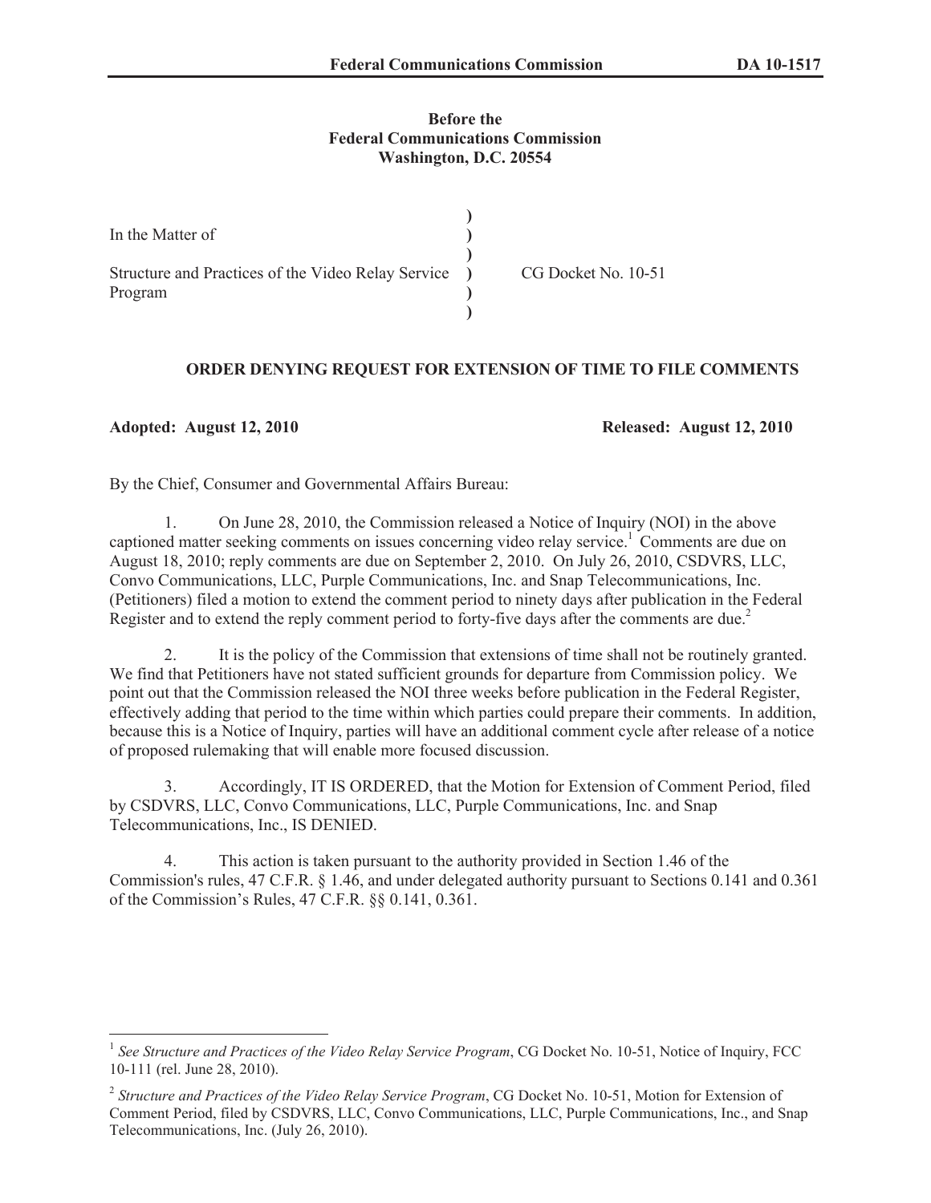**Before the**
**Federal Communications Commission**
**Washington, D.C. 20554**

| | | |
|---|---|---|
| In the Matter of | ) | |
| | ) | |
| Structure and Practices of the Video Relay Service Program | ) | CG Docket No. 10-51 |
| | ) | |

## ORDER DENYING REQUEST FOR EXTENSION OF TIME TO FILE COMMENTS

**Adopted: August 12, 2010** **Released: August 12, 2010**

By the Chief, Consumer and Governmental Affairs Bureau:

1. On June 28, 2010, the Commission released a Notice of Inquiry (NOI) in the above captioned matter seeking comments on issues concerning video relay service.[1] Comments are due on August 18, 2010; reply comments are due on September 2, 2010. On July 26, 2010, CSDVRS, LLC, Convo Communications, LLC, Purple Communications, Inc. and Snap Telecommunications, Inc. (Petitioners) filed a motion to extend the comment period to ninety days after publication in the Federal Register and to extend the reply comment period to forty-five days after the comments are due.[2]

2. It is the policy of the Commission that extensions of time shall not be routinely granted. We find that Petitioners have not stated sufficient grounds for departure from Commission policy. We point out that the Commission released the NOI three weeks before publication in the Federal Register, effectively adding that period to the time within which parties could prepare their comments. In addition, because this is a Notice of Inquiry, parties will have an additional comment cycle after release of a notice of proposed rulemaking that will enable more focused discussion.

3. Accordingly, IT IS ORDERED, that the Motion for Extension of Comment Period, filed by CSDVRS, LLC, Convo Communications, LLC, Purple Communications, Inc. and Snap Telecommunications, Inc., IS DENIED.

4. This action is taken pursuant to the authority provided in Section 1.46 of the Commission's rules, 47 C.F.R. § 1.46, and under delegated authority pursuant to Sections 0.141 and 0.361 of the Commission's Rules, 47 C.F.R. §§ 0.141, 0.361.

---

[1] *See Structure and Practices of the Video Relay Service Program*, CG Docket No. 10-51, Notice of Inquiry, FCC 10-111 (rel. June 28, 2010).

[2] *Structure and Practices of the Video Relay Service Program*, CG Docket No. 10-51, Motion for Extension of Comment Period, filed by CSDVRS, LLC, Convo Communications, LLC, Purple Communications, Inc., and Snap Telecommunications, Inc. (July 26, 2010).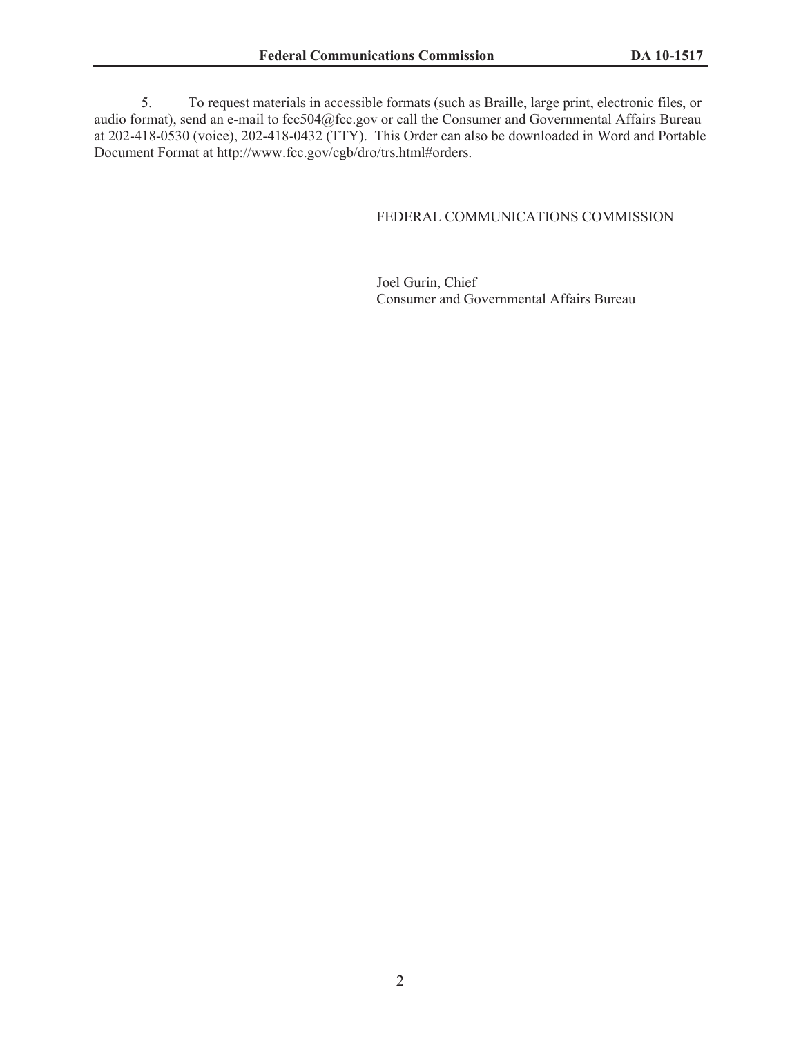5. To request materials in accessible formats (such as Braille, large print, electronic files, or audio format), send an e-mail to fcc504@fcc.gov or call the Consumer and Governmental Affairs Bureau at 202-418-0530 (voice), 202-418-0432 (TTY). This Order can also be downloaded in Word and Portable Document Format at http://www.fcc.gov/cgb/dro/trs.html#orders.

FEDERAL COMMUNICATIONS COMMISSION

Joel Gurin, Chief
Consumer and Governmental Affairs Bureau